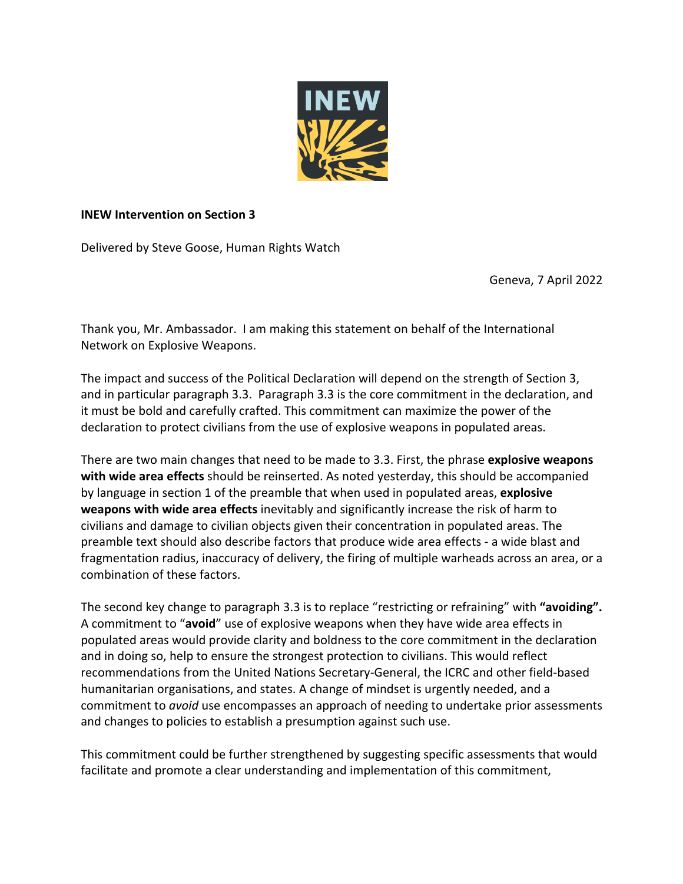**INEW Intervention on Section 3**

Delivered by Steve Goose, Human Rights Watch

Geneva, 7 April 2022

Thank you, Mr. Ambassador. I am making this statement on behalf of the International Network on Explosive Weapons.

The impact and success of the Political Declaration will depend on the strength of Section 3, and in particular paragraph 3.3. Paragraph 3.3 is the core commitment in the declaration, and it must be bold and carefully crafted. This commitment can maximize the power of the declaration to protect civilians from the use of explosive weapons in populated areas.

There are two main changes that need to be made to 3.3. First, the phrase **explosive weapons with wide area effects** should be reinserted. As noted yesterday, this should be accompanied by language in section 1 of the preamble that when used in populated areas, **explosive weapons with wide area effects** inevitably and significantly increase the risk of harm to civilians and damage to civilian objects given their concentration in populated areas. The preamble text should also describe factors that produce wide area effects - a wide blast and fragmentation radius, inaccuracy of delivery, the firing of multiple warheads across an area, or a combination of these factors.

The second key change to paragraph 3.3 is to replace "restricting or refraining" with **"avoiding".** A commitment to "**avoid**" use of explosive weapons when they have wide area effects in populated areas would provide clarity and boldness to the core commitment in the declaration and in doing so, help to ensure the strongest protection to civilians. This would reflect recommendations from the United Nations Secretary-General, the ICRC and other field-based humanitarian organisations, and states. A change of mindset is urgently needed, and a commitment to *avoid* use encompasses an approach of needing to undertake prior assessments and changes to policies to establish a presumption against such use.

This commitment could be further strengthened by suggesting specific assessments that would facilitate and promote a clear understanding and implementation of this commitment,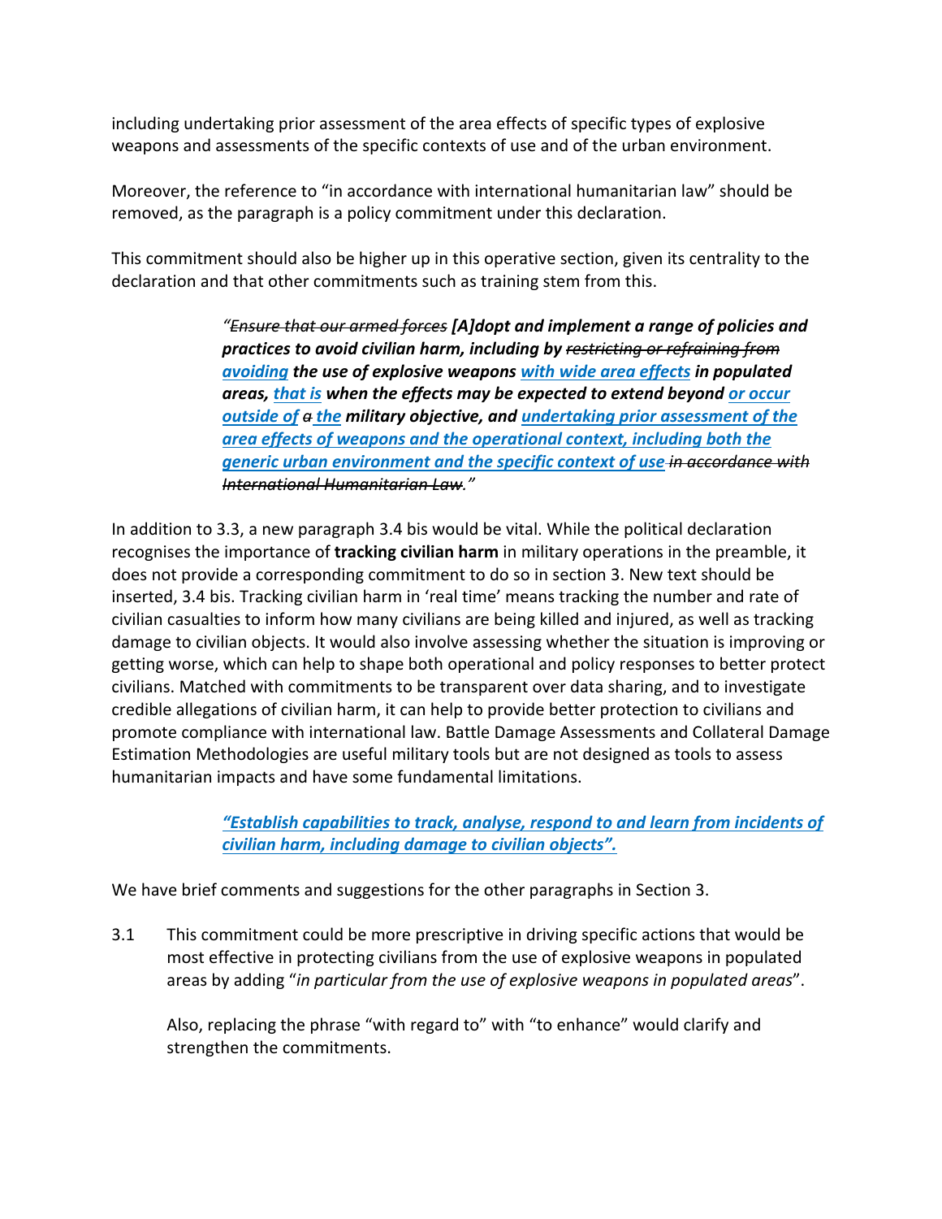including undertaking prior assessment of the area effects of specific types of explosive weapons and assessments of the specific contexts of use and of the urban environment.

Moreover, the reference to "in accordance with international humanitarian law" should be removed, as the paragraph is a policy commitment under this declaration.

This commitment should also be higher up in this operative section, given its centrality to the declaration and that other commitments such as training stem from this.

> *"~~Ensure that our armed forces~~* ***[A]dopt and implement a range of policies and practices to avoid civilian harm, including by*** ***~~restricting or refraining from~~*** ***<u>avoiding</u> the use of explosive weapons <u>with wide area effects</u> in populated areas, <u>that is</u> when the effects may be expected to extend beyond <u>or occur outside of</u> ~~a~~ <u>the</u> military objective, and <u>undertaking prior assessment of the area effects of weapons and the operational context, including both the generic urban environment and the specific context of use</u>*** ***~~in accordance with International Humanitarian Law~~****."*

In addition to 3.3, a new paragraph 3.4 bis would be vital. While the political declaration recognises the importance of **tracking civilian harm** in military operations in the preamble, it does not provide a corresponding commitment to do so in section 3. New text should be inserted, 3.4 bis. Tracking civilian harm in 'real time' means tracking the number and rate of civilian casualties to inform how many civilians are being killed and injured, as well as tracking damage to civilian objects. It would also involve assessing whether the situation is improving or getting worse, which can help to shape both operational and policy responses to better protect civilians. Matched with commitments to be transparent over data sharing, and to investigate credible allegations of civilian harm, it can help to provide better protection to civilians and promote compliance with international law. Battle Damage Assessments and Collateral Damage Estimation Methodologies are useful military tools but are not designed as tools to assess humanitarian impacts and have some fundamental limitations.

> ***<u>"Establish capabilities to track, analyse, respond to and learn from incidents of civilian harm, including damage to civilian objects".</u>***

We have brief comments and suggestions for the other paragraphs in Section 3.

3.1 This commitment could be more prescriptive in driving specific actions that would be most effective in protecting civilians from the use of explosive weapons in populated areas by adding "*in particular from the use of explosive weapons in populated areas*".

Also, replacing the phrase "with regard to" with "to enhance" would clarify and strengthen the commitments.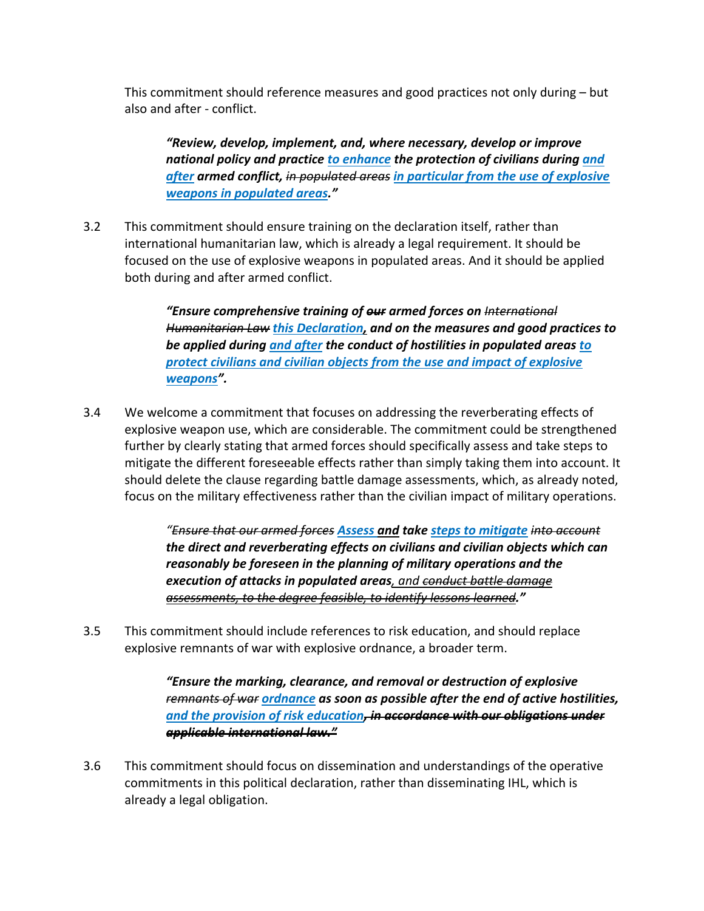This commitment should reference measures and good practices not only during – but also and after - conflict.

> ***"Review, develop, implement, and, where necessary, develop or improve national policy and practice <u>to enhance</u> the protection of civilians during <u>and after</u> armed conflict, ~~in populated areas~~ <u>in particular from the use of explosive weapons in populated areas</u>."***

3.2 This commitment should ensure training on the declaration itself, rather than international humanitarian law, which is already a legal requirement. It should be focused on the use of explosive weapons in populated areas. And it should be applied both during and after armed conflict.

> ***"Ensure comprehensive training of ~~our~~ armed forces on ~~International Humanitarian Law~~ <u>this Declaration</u>, and on the measures and good practices to be applied during <u>and after</u> the conduct of hostilities in populated areas <u>to protect civilians and civilian objects from the use and impact of explosive weapons</u>".***

3.4 We welcome a commitment that focuses on addressing the reverberating effects of explosive weapon use, which are considerable. The commitment could be strengthened further by clearly stating that armed forces should specifically assess and take steps to mitigate the different foreseeable effects rather than simply taking them into account. It should delete the clause regarding battle damage assessments, which, as already noted, focus on the military effectiveness rather than the civilian impact of military operations.

> *"~~Ensure that our armed forces~~ <u>**Assess**</u> <u>**and**</u> **take** <u>**steps to mitigate**</u> ~~into account~~ **the direct and reverberating effects on civilians and civilian objects which can reasonably be foreseen in the planning of military operations and the execution of attacks in populated areas**<u>, and</u> ~~conduct battle damage assessments, to the degree feasible, to identify lessons learned~~."*

3.5 This commitment should include references to risk education, and should replace explosive remnants of war with explosive ordnance, a broader term.

> ***"Ensure the marking, clearance, and removal or destruction of explosive ~~remnants of war~~ <u>ordnance</u> as soon as possible after the end of active hostilities, <u>and the provision of risk education</u>~~, in accordance with our obligations under applicable international law."~~***

3.6 This commitment should focus on dissemination and understandings of the operative commitments in this political declaration, rather than disseminating IHL, which is already a legal obligation.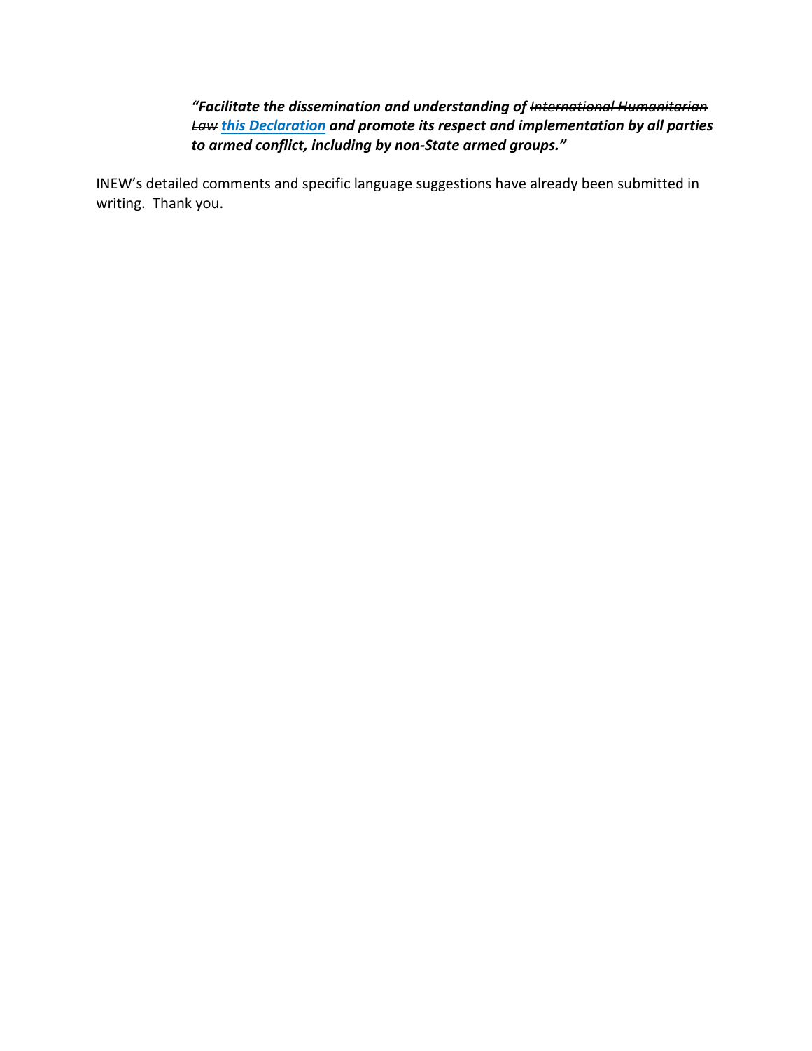> ***"Facilitate the dissemination and understanding of ~~International Humanitarian Law~~ <u>this Declaration</u> and promote its respect and implementation by all parties to armed conflict, including by non-State armed groups."***

INEW's detailed comments and specific language suggestions have already been submitted in writing. Thank you.